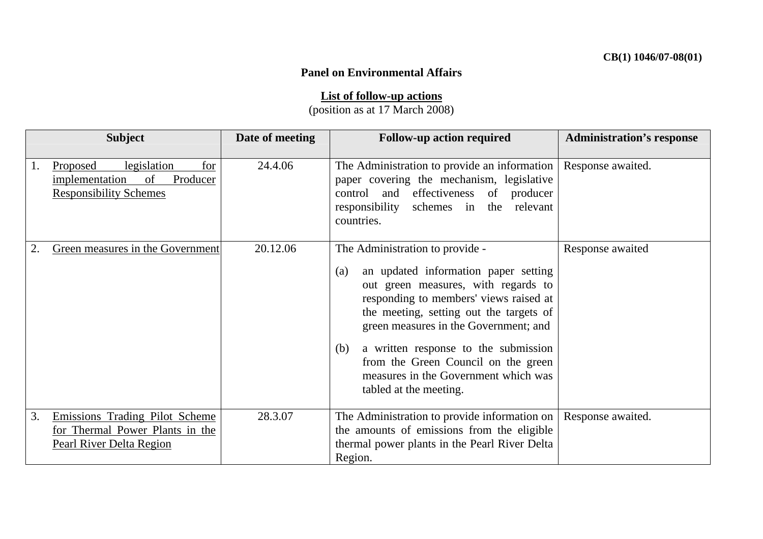**CB(1) 1046/07-08(01)**

**Panel on Environmental Affairs**

**List of follow-up actions**
(position as at 17 March 2008)

| Subject | Date of meeting | Follow-up action required | Administration's response |
|---|---|---|---|
| 1. Proposed legislation for implementation of Producer Responsibility Schemes | 24.4.06 | The Administration to provide an information paper covering the mechanism, legislative control and effectiveness of producer responsibility schemes in the relevant countries. | Response awaited. |
| 2. Green measures in the Government | 20.12.06 | The Administration to provide -<br>(a) an updated information paper setting out green measures, with regards to responding to members' views raised at the meeting, setting out the targets of green measures in the Government; and<br>(b) a written response to the submission from the Green Council on the green measures in the Government which was tabled at the meeting. | Response awaited |
| 3. Emissions Trading Pilot Scheme for Thermal Power Plants in the Pearl River Delta Region | 28.3.07 | The Administration to provide information on the amounts of emissions from the eligible thermal power plants in the Pearl River Delta Region. | Response awaited. |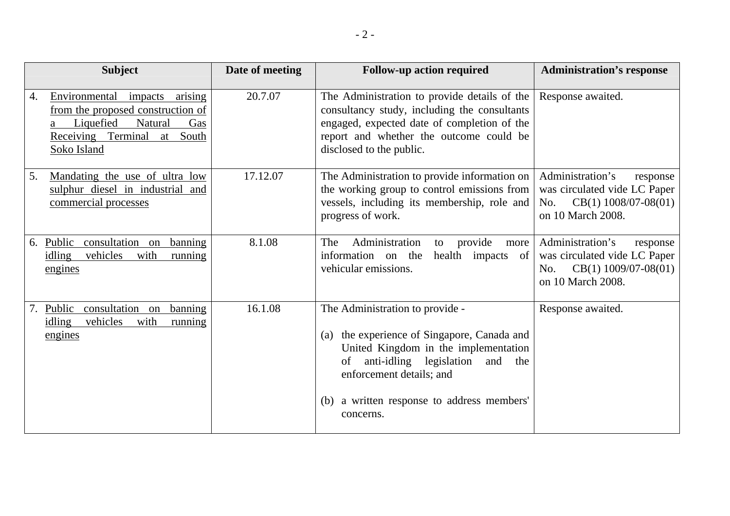| Subject | Date of meeting | Follow-up action required | Administration's response |
|---|---|---|---|
| 4. Environmental impacts arising from the proposed construction of a Liquefied Natural Gas Receiving Terminal at South Soko Island | 20.7.07 | The Administration to provide details of the consultancy study, including the consultants engaged, expected date of completion of the report and whether the outcome could be disclosed to the public. | Response awaited. |
| 5. Mandating the use of ultra low sulphur diesel in industrial and commercial processes | 17.12.07 | The Administration to provide information on the working group to control emissions from vessels, including its membership, role and progress of work. | Administration's response was circulated vide LC Paper No. CB(1) 1008/07-08(01) on 10 March 2008. |
| 6. Public consultation on banning idling vehicles with running engines | 8.1.08 | The Administration to provide more information on the health impacts of vehicular emissions. | Administration's response was circulated vide LC Paper No. CB(1) 1009/07-08(01) on 10 March 2008. |
| 7. Public consultation on banning idling vehicles with running engines | 16.1.08 | The Administration to provide - (a) the experience of Singapore, Canada and United Kingdom in the implementation of anti-idling legislation and the enforcement details; and (b) a written response to address members' concerns. | Response awaited. |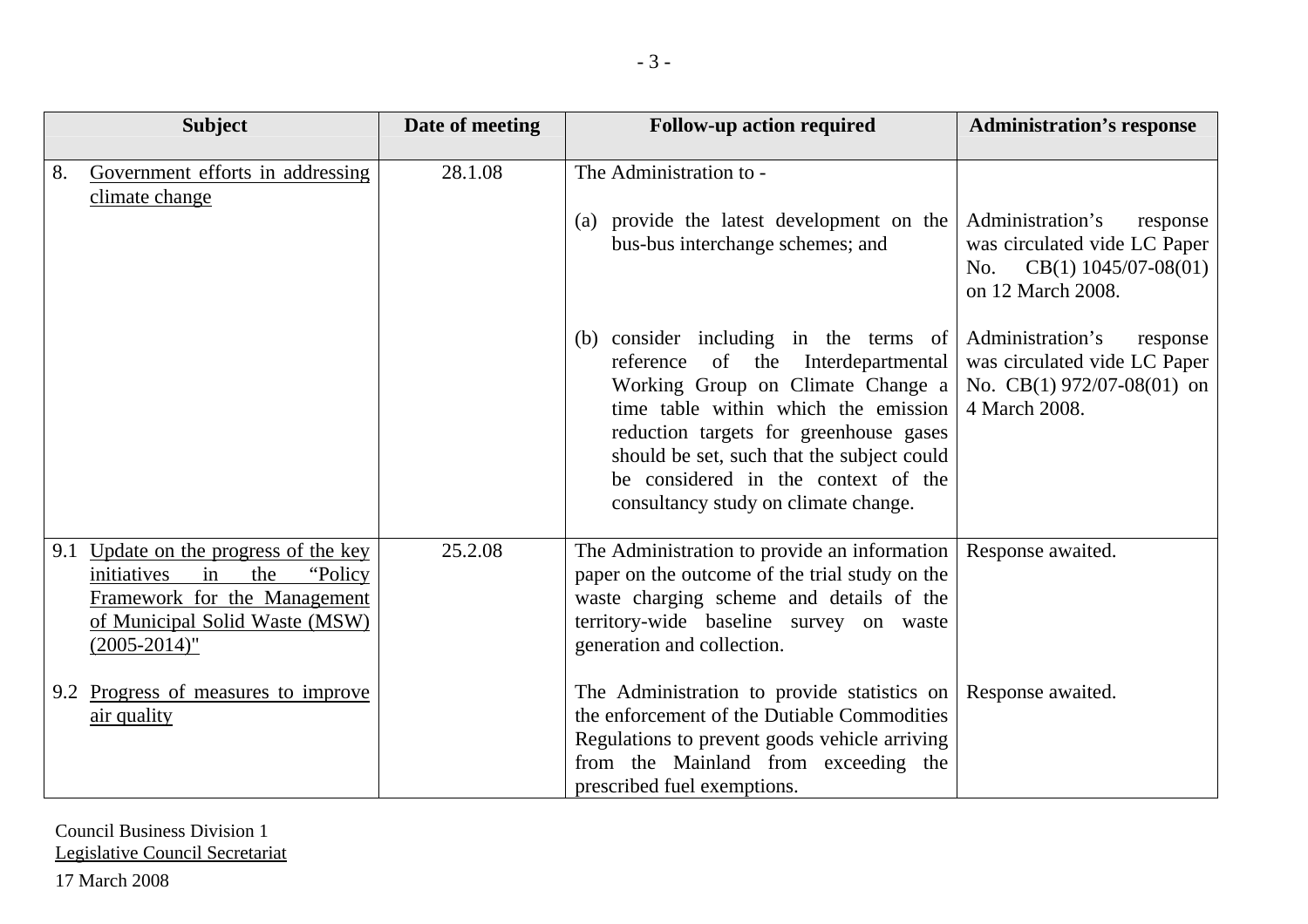| Subject | Date of meeting | Follow-up action required | Administration's response |
|---|---|---|---|
| 8. Government efforts in addressing climate change | 28.1.08 | The Administration to - | |
| | | (a) provide the latest development on the bus-bus interchange schemes; and | Administration's response was circulated vide LC Paper No. CB(1) 1045/07-08(01) on 12 March 2008. |
| | | (b) consider including in the terms of reference of the Interdepartmental Working Group on Climate Change a time table within which the emission reduction targets for greenhouse gases should be set, such that the subject could be considered in the context of the consultancy study on climate change. | Administration's response was circulated vide LC Paper No. CB(1) 972/07-08(01) on 4 March 2008. |
| 9.1 Update on the progress of the key initiatives in the "Policy Framework for the Management of Municipal Solid Waste (MSW) (2005-2014)" | 25.2.08 | The Administration to provide an information paper on the outcome of the trial study on the waste charging scheme and details of the territory-wide baseline survey on waste generation and collection. | Response awaited. |
| 9.2 Progress of measures to improve air quality | | The Administration to provide statistics on the enforcement of the Dutiable Commodities Regulations to prevent goods vehicle arriving from the Mainland from exceeding the prescribed fuel exemptions. | Response awaited. |

Council Business Division 1
Legislative Council Secretariat
17 March 2008